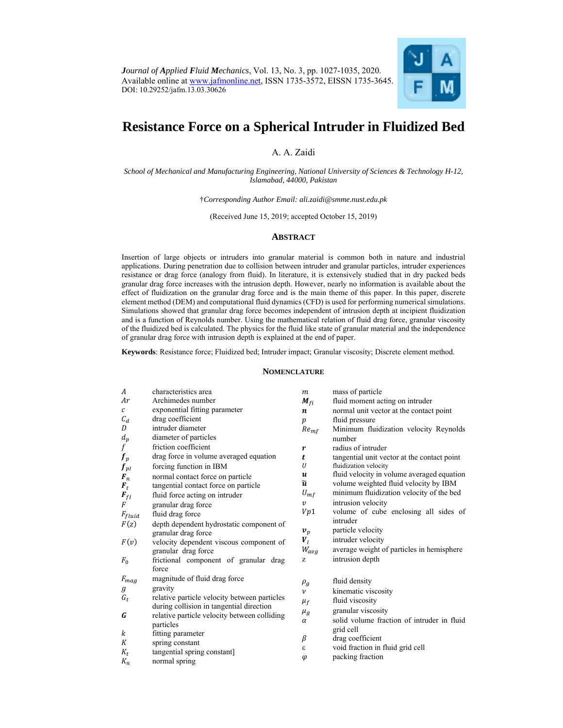*J*ournal of *A*pplied *F*luid *M*echanics, Vol. 13, No. 3, pp. 1027-1035, 2020.
Available online at www.jafmonline.net, ISSN 1735-3572, EISSN 1735-3645.
DOI: 10.29252/jafm.13.03.30626

# Resistance Force on a Spherical Intruder in Fluidized Bed

A. A. Zaidi

*School of Mechanical and Manufacturing Engineering, National University of Sciences & Technology H-12, Islamabad, 44000, Pakistan*

†*Corresponding Author Email: ali.zaidi@smme.nust.edu.pk*

(Received June 15, 2019; accepted October 15, 2019)

## ABSTRACT

Insertion of large objects or intruders into granular material is common both in nature and industrial applications. During penetration due to collision between intruder and granular particles, intruder experiences resistance or drag force (analogy from fluid). In literature, it is extensively studied that in dry packed beds granular drag force increases with the intrusion depth. However, nearly no information is available about the effect of fluidization on the granular drag force and is the main theme of this paper. In this paper, discrete element method (DEM) and computational fluid dynamics (CFD) is used for performing numerical simulations. Simulations showed that granular drag force becomes independent of intrusion depth at incipient fluidization and is a function of Reynolds number. Using the mathematical relation of fluid drag force, granular viscosity of the fluidized bed is calculated. The physics for the fluid like state of granular material and the independence of granular drag force with intrusion depth is explained at the end of paper.

**Keywords**: Resistance force; Fluidized bed; Intruder impact; Granular viscosity; Discrete element method.

## NOMENCLATURE

| | | | |
|---|---|---|---|
| $A$ | characteristics area | $m$ | mass of particle |
| $Ar$ | Archimedes number | $\boldsymbol{M}_{fi}$ | fluid moment acting on intruder |
| $c$ | exponential fitting parameter | $\boldsymbol{n}$ | normal unit vector at the contact point |
| $C_d$ | drag coefficient | $p$ | fluid pressure |
| $D$ | intruder diameter | $Re_{mf}$ | Minimum fluidization velocity Reynolds number |
| $d_p$ | diameter of particles | $\boldsymbol{r}$ | radius of intruder |
| $f$ | friction coefficient | $\boldsymbol{t}$ | tangential unit vector at the contact point |
| $\boldsymbol{f}_p$ | drag force in volume averaged equation | $U$ | fluidization velocity |
| $\boldsymbol{f}_{pI}$ | forcing function in IBM | $\boldsymbol{u}$ | fluid velocity in volume averaged equation |
| $\boldsymbol{F}_n$ | normal contact force on particle | $\tilde{\boldsymbol{u}}$ | volume weighted fluid velocity by IBM |
| $\boldsymbol{F}_t$ | tangential contact force on particle | $U_{mf}$ | minimum fluidization velocity of the bed |
| $\boldsymbol{F}_{fI}$ | fluid force acting on intruder | $v$ | intrusion velocity |
| $F$ | granular drag force | $Vp1$ | volume of cube enclosing all sides of intruder |
| $F_{fluid}$ | fluid drag force | $\boldsymbol{v}_p$ | particle velocity |
| $F(z)$ | depth dependent hydrostatic component of granular drag force | $\boldsymbol{V}_I$ | intruder velocity |
| $F(v)$ | velocity dependent viscous component of granular drag force | $W_{avg}$ | average weight of particles in hemisphere |
| $F_0$ | frictional component of granular drag force | z | intrusion depth |
| $F_{mag}$ | magnitude of fluid drag force | $\rho_g$ | fluid density |
| $g$ | gravity | $\nu$ | kinematic viscosity |
| $G_t$ | relative particle velocity between particles during collision in tangential direction | $\mu_f$ | fluid viscosity |
| $\boldsymbol{G}$ | relative particle velocity between colliding particles | $\mu_g$ | granular viscosity |
| $k$ | fitting parameter | $\alpha$ | solid volume fraction of intruder in fluid grid cell |
| $K$ | spring constant | $\beta$ | drag coefficient |
| $K_t$ | tangential spring constant] | ε | void fraction in fluid grid cell |
| $K_n$ | normal spring | $\varphi$ | packing fraction |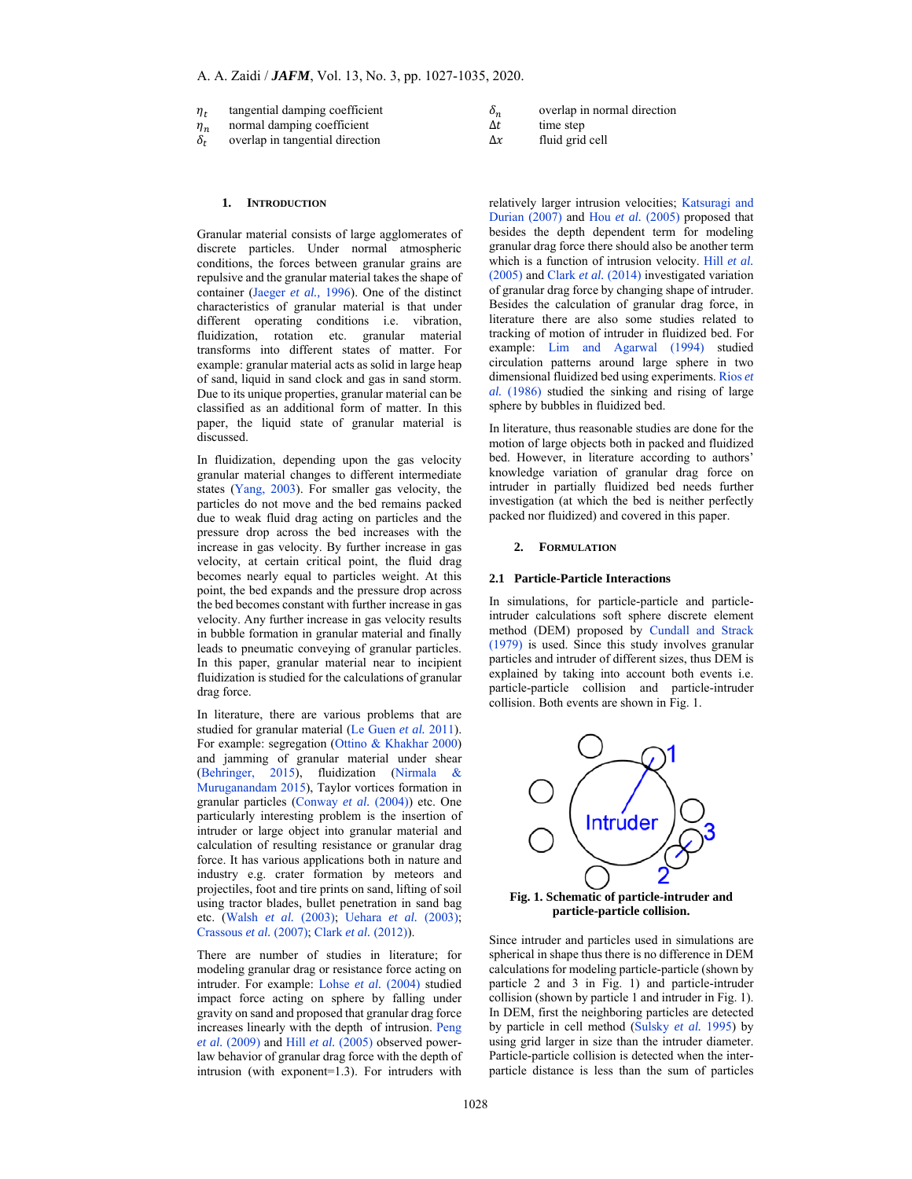| | | | |
|---|---|---|---|
| $\eta_t$ | tangential damping coefficient | $\delta_n$ | overlap in normal direction |
| $\eta_n$ | normal damping coefficient | $\Delta t$ | time step |
| $\delta_t$ | overlap in tangential direction | $\Delta x$ | fluid grid cell |

## 1. INTRODUCTION

Granular material consists of large agglomerates of discrete particles. Under normal atmospheric conditions, the forces between granular grains are repulsive and the granular material takes the shape of container (Jaeger *et al.*, 1996). One of the distinct characteristics of granular material is that under different operating conditions i.e. vibration, fluidization, rotation etc. granular material transforms into different states of matter. For example: granular material acts as solid in large heap of sand, liquid in sand clock and gas in sand storm. Due to its unique properties, granular material can be classified as an additional form of matter. In this paper, the liquid state of granular material is discussed.

In fluidization, depending upon the gas velocity granular material changes to different intermediate states (Yang, 2003). For smaller gas velocity, the particles do not move and the bed remains packed due to weak fluid drag acting on particles and the pressure drop across the bed increases with the increase in gas velocity. By further increase in gas velocity, at certain critical point, the fluid drag becomes nearly equal to particles weight. At this point, the bed expands and the pressure drop across the bed becomes constant with further increase in gas velocity. Any further increase in gas velocity results in bubble formation in granular material and finally leads to pneumatic conveying of granular particles. In this paper, granular material near to incipient fluidization is studied for the calculations of granular drag force.

In literature, there are various problems that are studied for granular material (Le Guen *et al.* 2011). For example: segregation (Ottino & Khakhar 2000) and jamming of granular material under shear (Behringer, 2015), fluidization (Nirmala & Muruganandam 2015), Taylor vortices formation in granular particles (Conway *et al.* (2004)) etc. One particularly interesting problem is the insertion of intruder or large object into granular material and calculation of resulting resistance or granular drag force. It has various applications both in nature and industry e.g. crater formation by meteors and projectiles, foot and tire prints on sand, lifting of soil using tractor blades, bullet penetration in sand bag etc. (Walsh *et al.* (2003); Uehara *et al.* (2003); Crassous *et al.* (2007); Clark *et al.* (2012)).

There are number of studies in literature; for modeling granular drag or resistance force acting on intruder. For example: Lohse *et al.* (2004) studied impact force acting on sphere by falling under gravity on sand and proposed that granular drag force increases linearly with the depth of intrusion. Peng *et al.* (2009) and Hill *et al.* (2005) observed power-law behavior of granular drag force with the depth of intrusion (with exponent=1.3). For intruders with relatively larger intrusion velocities; Katsuragi and Durian (2007) and Hou *et al.* (2005) proposed that besides the depth dependent term for modeling granular drag force there should also be another term which is a function of intrusion velocity. Hill *et al.* (2005) and Clark *et al.* (2014) investigated variation of granular drag force by changing shape of intruder. Besides the calculation of granular drag force, in literature there are also some studies related to tracking of motion of intruder in fluidized bed. For example: Lim and Agarwal (1994) studied circulation patterns around large sphere in two dimensional fluidized bed using experiments. Rios *et al.* (1986) studied the sinking and rising of large sphere by bubbles in fluidized bed.

In literature, thus reasonable studies are done for the motion of large objects both in packed and fluidized bed. However, in literature according to authors' knowledge variation of granular drag force on intruder in partially fluidized bed needs further investigation (at which the bed is neither perfectly packed nor fluidized) and covered in this paper.

## 2. FORMULATION

### 2.1 Particle-Particle Interactions

In simulations, for particle-particle and particle-intruder calculations soft sphere discrete element method (DEM) proposed by Cundall and Strack (1979) is used. Since this study involves granular particles and intruder of different sizes, thus DEM is explained by taking into account both events i.e. particle-particle collision and particle-intruder collision. Both events are shown in Fig. 1.

**Fig. 1. Schematic of particle-intruder and particle-particle collision.**

Since intruder and particles used in simulations are spherical in shape thus there is no difference in DEM calculations for modeling particle-particle (shown by particle 2 and 3 in Fig. 1) and particle-intruder collision (shown by particle 1 and intruder in Fig. 1). In DEM, first the neighboring particles are detected by particle in cell method (Sulsky *et al.* 1995) by using grid larger in size than the intruder diameter. Particle-particle collision is detected when the inter-particle distance is less than the sum of particles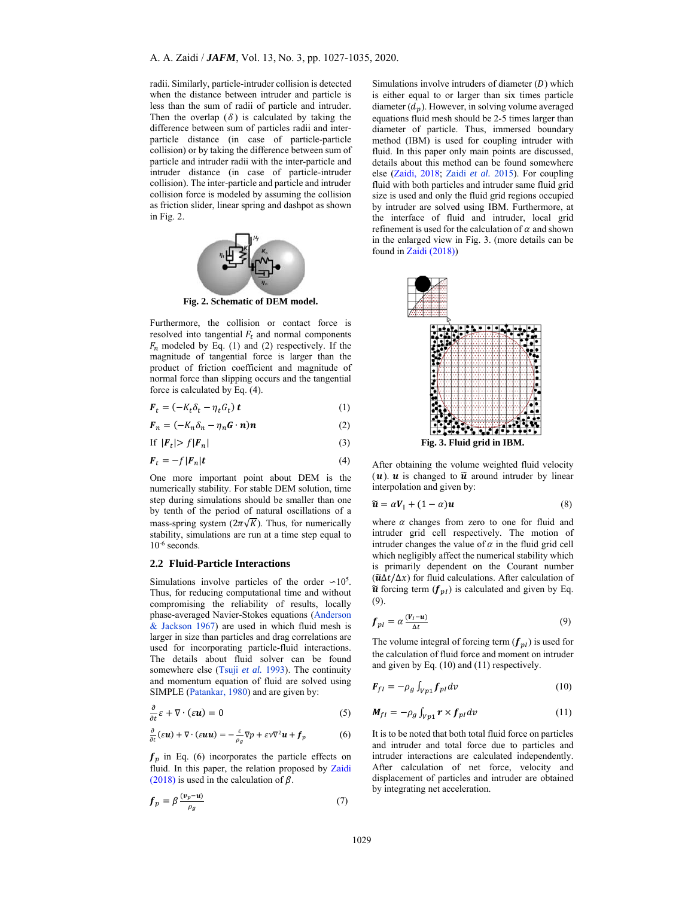radii. Similarly, particle-intruder collision is detected when the distance between intruder and particle is less than the sum of radii of particle and intruder. Then the overlap ($\delta$) is calculated by taking the difference between sum of particles radii and inter-particle distance (in case of particle-particle collision) or by taking the difference between sum of particle and intruder radii with the inter-particle and intruder distance (in case of particle-intruder collision). The inter-particle and particle and intruder collision force is modeled by assuming the collision as friction slider, linear spring and dashpot as shown in Fig. 2.

**Fig. 2. Schematic of DEM model.**

Furthermore, the collision or contact force is resolved into tangential $F_t$ and normal components $F_n$ modeled by Eq. (1) and (2) respectively. If the magnitude of tangential force is larger than the product of friction coefficient and magnitude of normal force than slipping occurs and the tangential force is calculated by Eq. (4).

$$\boldsymbol{F}_t = (-K_t\delta_t - \eta_t G_t)\,\boldsymbol{t} \tag{1}$$

$$\boldsymbol{F}_n = (-K_n\delta_n - \eta_n \boldsymbol{G}\cdot\boldsymbol{n})\boldsymbol{n} \tag{2}$$

$$\text{If } |\boldsymbol{F}_t| > f|\boldsymbol{F}_n| \tag{3}$$

$$\boldsymbol{F}_t = -f|\boldsymbol{F}_n|\boldsymbol{t} \tag{4}$$

One more important point about DEM is the numerically stability. For stable DEM solution, time step during simulations should be smaller than one by tenth of the period of natural oscillations of a mass-spring system ($2\pi\sqrt{K}$). Thus, for numerically stability, simulations are run at a time step equal to $10^{-6}$ seconds.

## 2.2 Fluid-Particle Interactions

Simulations involve particles of the order $\sim 10^5$. Thus, for reducing computational time and without compromising the reliability of results, locally phase-averaged Navier-Stokes equations (Anderson & Jackson 1967) are used in which fluid mesh is larger in size than particles and drag correlations are used for incorporating particle-fluid interactions. The details about fluid solver can be found somewhere else (Tsuji *et al.* 1993). The continuity and momentum equation of fluid are solved using SIMPLE (Patankar, 1980) and are given by:

$$\frac{\partial}{\partial t}\varepsilon + \nabla\cdot(\varepsilon\boldsymbol{u}) = 0 \tag{5}$$

$$\frac{\partial}{\partial t}(\varepsilon\boldsymbol{u}) + \nabla\cdot(\varepsilon\boldsymbol{u}\boldsymbol{u}) = -\frac{\varepsilon}{\rho_g}\nabla p + \varepsilon\nu\nabla^2\boldsymbol{u} + \boldsymbol{f}_p \tag{6}$$

$\boldsymbol{f}_p$ in Eq. (6) incorporates the particle effects on fluid. In this paper, the relation proposed by Zaidi (2018) is used in the calculation of $\beta$.

$$\boldsymbol{f}_p = \beta\frac{(\boldsymbol{v}_p - \boldsymbol{u})}{\rho_g} \tag{7}$$

Simulations involve intruders of diameter ($D$) which is either equal to or larger than six times particle diameter ($d_p$). However, in solving volume averaged equations fluid mesh should be 2-5 times larger than diameter of particle. Thus, immersed boundary method (IBM) is used for coupling intruder with fluid. In this paper only main points are discussed, details about this method can be found somewhere else (Zaidi, 2018; Zaidi *et al.* 2015). For coupling fluid with both particles and intruder same fluid grid size is used and only the fluid grid regions occupied by intruder are solved using IBM. Furthermore, at the interface of fluid and intruder, local grid refinement is used for the calculation of $\alpha$ and shown in the enlarged view in Fig. 3. (more details can be found in Zaidi (2018))

**Fig. 3. Fluid grid in IBM.**

After obtaining the volume weighted fluid velocity ($\boldsymbol{u}$). $\boldsymbol{u}$ is changed to $\tilde{\boldsymbol{u}}$ around intruder by linear interpolation and given by:

$$\tilde{\boldsymbol{u}} = \alpha\boldsymbol{V}_I + (1-\alpha)\boldsymbol{u} \tag{8}$$

where $\alpha$ changes from zero to one for fluid and intruder grid cell respectively. The motion of intruder changes the value of $\alpha$ in the fluid grid cell which negligibly affect the numerical stability which is primarily dependent on the Courant number ($\tilde{\boldsymbol{u}}\Delta t/\Delta x$) for fluid calculations. After calculation of $\tilde{\boldsymbol{u}}$ forcing term ($\boldsymbol{f}_{pI}$) is calculated and given by Eq. (9).

$$\boldsymbol{f}_{pI} = \alpha\frac{(\boldsymbol{V}_I - \boldsymbol{u})}{\Delta t} \tag{9}$$

The volume integral of forcing term ($\boldsymbol{f}_{pI}$) is used for the calculation of fluid force and moment on intruder and given by Eq. (10) and (11) respectively.

$$\boldsymbol{F}_{fI} = -\rho_g\int_{Vp1}\boldsymbol{f}_{pI}\,dv \tag{10}$$

$$\boldsymbol{M}_{fI} = -\rho_g\int_{Vp1}\boldsymbol{r}\times\boldsymbol{f}_{pI}\,dv \tag{11}$$

It is to be noted that both total fluid force on particles and intruder and total force due to particles and intruder interactions are calculated independently. After calculation of net force, velocity and displacement of particles and intruder are obtained by integrating net acceleration.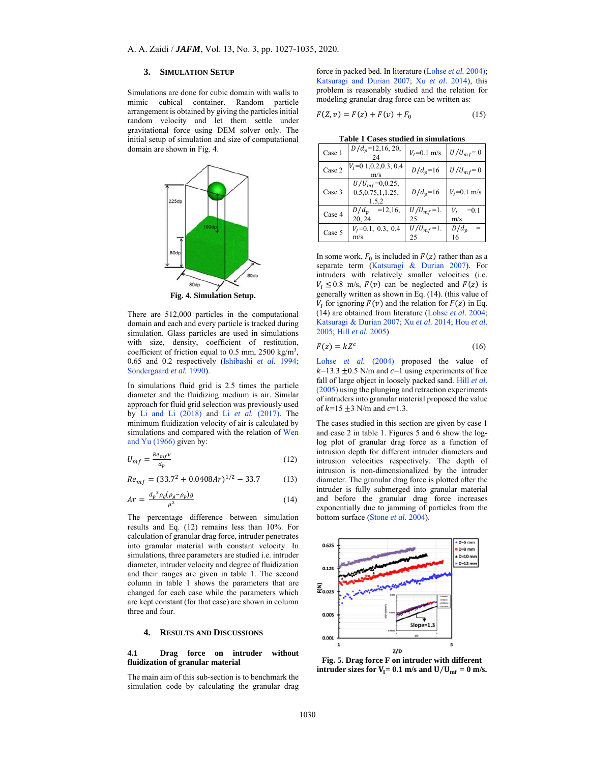## 3. Simulation Setup

Simulations are done for cubic domain with walls to mimic cubical container. Random particle arrangement is obtained by giving the particles initial random velocity and let them settle under gravitational force using DEM solver only. The initial setup of simulation and size of computational domain are shown in Fig. 4.

**Fig. 4. Simulation Setup.**

There are 512,000 particles in the computational domain and each and every particle is tracked during simulation. Glass particles are used in simulations with size, density, coefficient of restitution, coefficient of friction equal to 0.5 mm, 2500 kg/m$^3$, 0.65 and 0.2 respectively (Ishibashi *et al.* 1994; Sondergaard *et al.* 1990).

In simulations fluid grid is 2.5 times the particle diameter and the fluidizing medium is air. Similar approach for fluid grid selection was previously used by Li and Li (2018) and Li *et al.* (2017). The minimum fluidization velocity of air is calculated by simulations and compared with the relation of Wen and Yu (1966) given by:

$$U_{mf} = \frac{Re_{mf}\nu}{d_p} \tag{12}$$

$$Re_{mf} = (33.7^2 + 0.0408Ar)^{1/2} - 33.7 \tag{13}$$

$$Ar = \frac{d_p{}^3\rho_g(\rho_g-\rho_p)g}{\mu^2} \tag{14}$$

The percentage difference between simulation results and Eq. (12) remains less than 10%. For calculation of granular drag force, intruder penetrates into granular material with constant velocity. In simulations, three parameters are studied i.e. intruder diameter, intruder velocity and degree of fluidization and their ranges are given in table 1. The second column in table 1 shows the parameters that are changed for each case while the parameters which are kept constant (for that case) are shown in column three and four.

## 4. Results and Discussions

### 4.1 Drag force on intruder without fluidization of granular material

The main aim of this sub-section is to benchmark the simulation code by calculating the granular drag force in packed bed. In literature (Lohse *et al.* 2004); Katsuragi and Durian 2007; Xu *et al.* 2014), this problem is reasonably studied and the relation for modeling granular drag force can be written as:

$$F(Z, v) = F(z) + F(v) + F_0 \tag{15}$$

**Table 1 Cases studied in simulations**

| | | | |
|---|---|---|---|
| Case 1 | $D/d_p$=12,16, 20, 24 | $V_I$=0.1 m/s | $U/U_{mf}$= 0 |
| Case 2 | $V_I$=0.1,0.2,0.3, 0.4 m/s | $D/d_p$=16 | $U/U_{mf}$= 0 |
| Case 3 | $U/U_{mf}$=0,0.25, 0.5,0.75,1,1.25, 1.5,2 | $D/d_p$=16 | $V_I$=0.1 m/s |
| Case 4 | $D/d_p$ =12,16, 20, 24 | $U/U_{mf}$=1.25 | $V_I$ =0.1 m/s |
| Case 5 | $V_I$=0.1, 0.3, 0.4 m/s | $U/U_{mf}$=1.25 | $D/d_p$ = 16 |

In some work, $F_0$ is included in $F(z)$ rather than as a separate term (Katsuragi & Durian 2007). For intruders with relatively smaller velocities (i.e. $V_I \leq 0.8$ m/s, $F(v)$ can be neglected and $F(z)$ is generally written as shown in Eq. (14). (this value of $V_I$ for ignoring $F(v)$ and the relation for $F(z)$ in Eq. (14) are obtained from literature (Lohse *et al.* 2004; Katsuragi & Durian 2007; Xu *et al.* 2014; Hou *et al.* 2005; Hill *et al.* 2005)

$$F(z) = kZ^c \tag{16}$$

Lohse *et al.* (2004) proposed the value of $k$=13.3 ±0.5 N/m and $c$=1 using experiments of free fall of large object in loosely packed sand. Hill *et al.* (2005) using the plunging and retraction experiments of intruders into granular material proposed the value of $k$=15 ±3 N/m and $c$=1.3.

The cases studied in this section are given by case 1 and case 2 in table 1. Figures 5 and 6 show the log-log plot of granular drag force as a function of intrusion depth for different intruder diameters and intrusion velocities respectively. The depth of intrusion is non-dimensionalized by the intruder diameter. The granular drag force is plotted after the intruder is fully submerged into granular material and before the granular drag force increases exponentially due to jamming of particles from the bottom surface (Stone *et al.* 2004).

**Fig. 5. Drag force F on intruder with different intruder sizes for $V_I$= 0.1 m/s and $U/U_{mf}$ = 0 m/s.**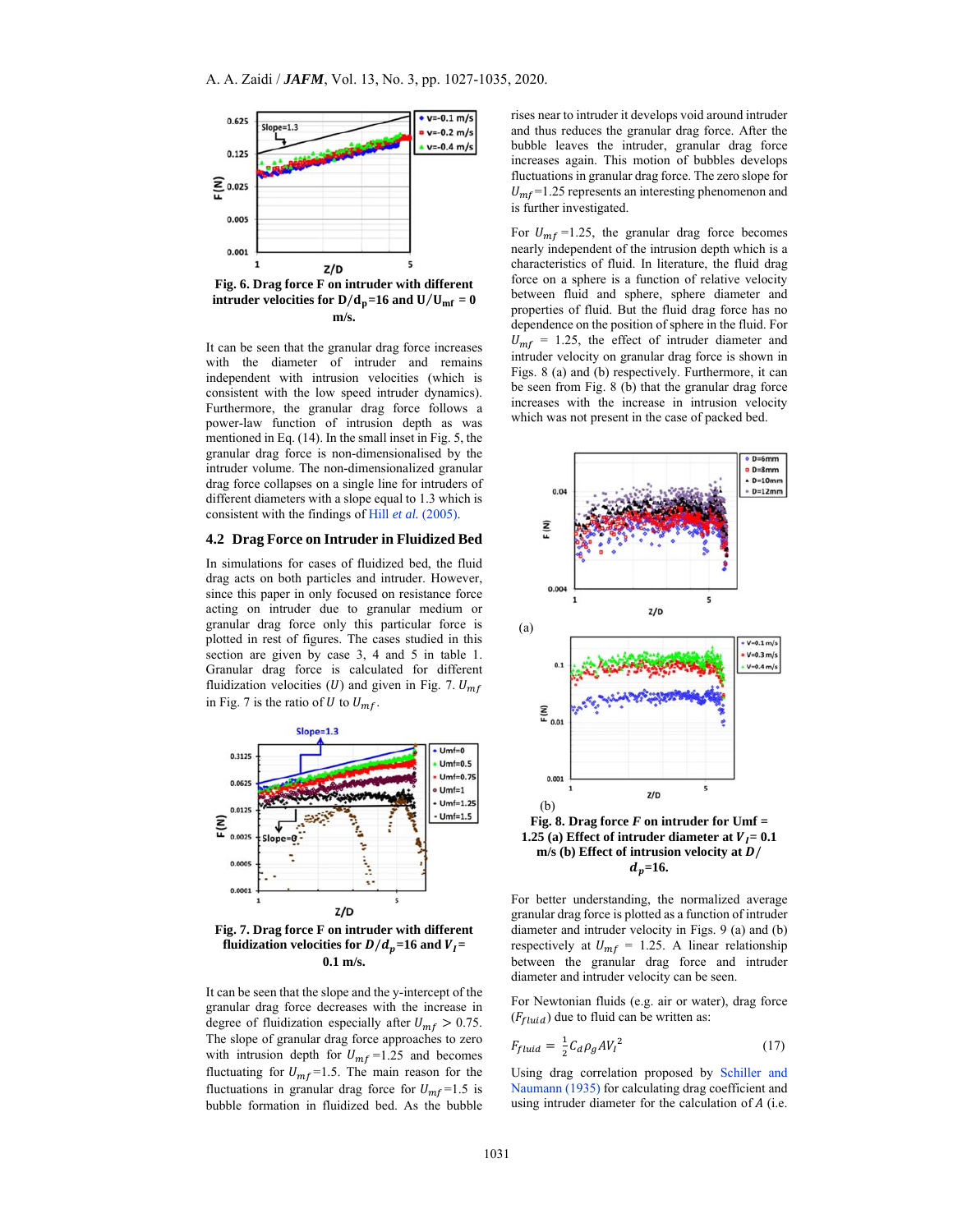Fig. 6. Drag force F on intruder with different intruder velocities for $D/d_p$=16 and $U/U_{mf}$ = 0 m/s.

It can be seen that the granular drag force increases with the diameter of intruder and remains independent with intrusion velocities (which is consistent with the low speed intruder dynamics). Furthermore, the granular drag force follows a power-law function of intrusion depth as was mentioned in Eq. (14). In the small inset in Fig. 5, the granular drag force is non-dimensionalised by the intruder volume. The non-dimensionalized granular drag force collapses on a single line for intruders of different diameters with a slope equal to 1.3 which is consistent with the findings of Hill *et al.* (2005).

## 4.2 Drag Force on Intruder in Fluidized Bed

In simulations for cases of fluidized bed, the fluid drag acts on both particles and intruder. However, since this paper in only focused on resistance force acting on intruder due to granular medium or granular drag force only this particular force is plotted in rest of figures. The cases studied in this section are given by case 3, 4 and 5 in table 1. Granular drag force is calculated for different fluidization velocities ($U$) and given in Fig. 7. $U_{mf}$ in Fig. 7 is the ratio of $U$ to $U_{mf}$.

Fig. 7. Drag force F on intruder with different fluidization velocities for $D/d_p$=16 and $V_I$= 0.1 m/s.

It can be seen that the slope and the y-intercept of the granular drag force decreases with the increase in degree of fluidization especially after $U_{mf} > 0.75$. The slope of granular drag force approaches to zero with intrusion depth for $U_{mf}$=1.25 and becomes fluctuating for $U_{mf}$=1.5. The main reason for the fluctuations in granular drag force for $U_{mf}$=1.5 is bubble formation in fluidized bed. As the bubble rises near to intruder it develops void around intruder and thus reduces the granular drag force. After the bubble leaves the intruder, granular drag force increases again. This motion of bubbles develops fluctuations in granular drag force. The zero slope for $U_{mf}$=1.25 represents an interesting phenomenon and is further investigated.

For $U_{mf}$ =1.25, the granular drag force becomes nearly independent of the intrusion depth which is a characteristics of fluid. In literature, the fluid drag force on a sphere is a function of relative velocity between fluid and sphere, sphere diameter and properties of fluid. But the fluid drag force has no dependence on the position of sphere in the fluid. For $U_{mf}$ = 1.25, the effect of intruder diameter and intruder velocity on granular drag force is shown in Figs. 8 (a) and (b) respectively. Furthermore, it can be seen from Fig. 8 (b) that the granular drag force increases with the increase in intrusion velocity which was not present in the case of packed bed.

Fig. 8. Drag force $F$ on intruder for Umf = 1.25 (a) Effect of intruder diameter at $V_I$= 0.1 m/s (b) Effect of intrusion velocity at $D/d_p$=16.

For better understanding, the normalized average granular drag force is plotted as a function of intruder diameter and intruder velocity in Figs. 9 (a) and (b) respectively at $U_{mf}$ = 1.25. A linear relationship between the granular drag force and intruder diameter and intruder velocity can be seen.

For Newtonian fluids (e.g. air or water), drag force ($F_{fluid}$) due to fluid can be written as:

$$F_{fluid} = \frac{1}{2} C_d \rho_g A V_I^2 \tag{17}$$

Using drag correlation proposed by Schiller and Naumann (1935) for calculating drag coefficient and using intruder diameter for the calculation of $A$ (i.e.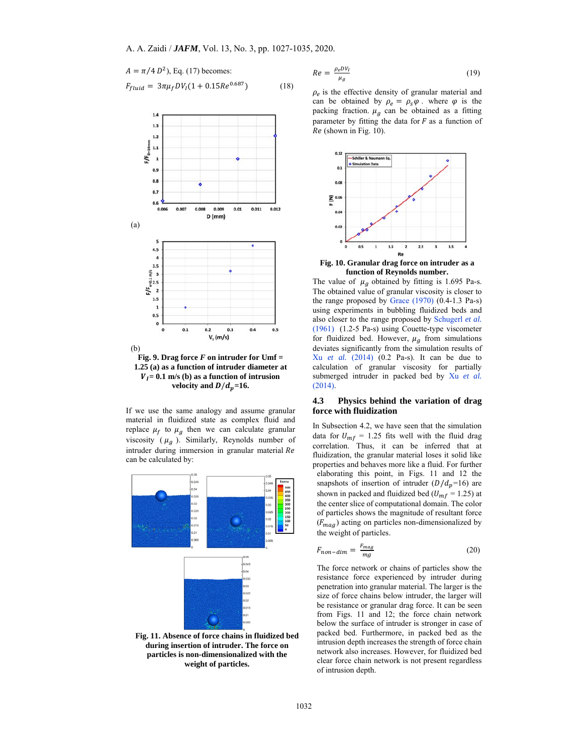$A = \pi/4\, D^2$), Eq. (17) becomes:

$$F_{fluid} = 3\pi\mu_f D V_I (1 + 0.15 Re^{0.687}) \quad (18)$$

(a)

(b)

**Fig. 9. Drag force $F$ on intruder for Umf = 1.25 (a) as a function of intruder diameter at $V_I$= 0.1 m/s (b) as a function of intrusion velocity and $D/d_p$=16.**

If we use the same analogy and assume granular material in fluidized state as complex fluid and replace $\mu_f$ to $\mu_g$ then we can calculate granular viscosity ($\mu_g$). Similarly, Reynolds number of intruder during immersion in granular material $Re$ can be calculated by:

**Fig. 11. Absence of force chains in fluidized bed during insertion of intruder. The force on particles is non-dimensionalized with the weight of particles.**

$$Re = \frac{\rho_e D V_I}{\mu_g} \quad (19)$$

$\rho_e$ is the effective density of granular material and can be obtained by $\rho_e = \rho_s \varphi$. where $\varphi$ is the packing fraction. $\mu_g$ can be obtained as a fitting parameter by fitting the data for $F$ as a function of $Re$ (shown in Fig. 10).

**Fig. 10. Granular drag force on intruder as a function of Reynolds number.**

The value of $\mu_g$ obtained by fitting is 1.695 Pa-s. The obtained value of granular viscosity is closer to the range proposed by Grace (1970) (0.4-1.3 Pa-s) using experiments in bubbling fluidized beds and also closer to the range proposed by Schugerl *et al.* (1961) (1.2-5 Pa-s) using Couette-type viscometer for fluidized bed. However, $\mu_g$ from simulations deviates significantly from the simulation results of Xu *et al.* (2014) (0.2 Pa-s). It can be due to calculation of granular viscosity for partially submerged intruder in packed bed by Xu *et al.* (2014).

### 4.3 Physics behind the variation of drag force with fluidization

In Subsection 4.2, we have seen that the simulation data for $U_{mf}$ = 1.25 fits well with the fluid drag correlation. Thus, it can be inferred that at fluidization, the granular material loses it solid like properties and behaves more like a fluid. For further elaborating this point, in Figs. 11 and 12 the snapshots of insertion of intruder ($D/d_p$=16) are shown in packed and fluidized bed ($U_{mf}$ = 1.25) at the center slice of computational domain. The color of particles shows the magnitude of resultant force ($F_{mag}$) acting on particles non-dimensionalized by the weight of particles.

$$F_{non-dim} = \frac{F_{mag}}{mg} \quad (20)$$

The force network or chains of particles show the resistance force experienced by intruder during penetration into granular material. The larger is the size of force chains below intruder, the larger will be resistance or granular drag force. It can be seen from Figs. 11 and 12; the force chain network below the surface of intruder is stronger in case of packed bed. Furthermore, in packed bed as the intrusion depth increases the strength of force chain network also increases. However, for fluidized bed clear force chain network is not present regardless of intrusion depth.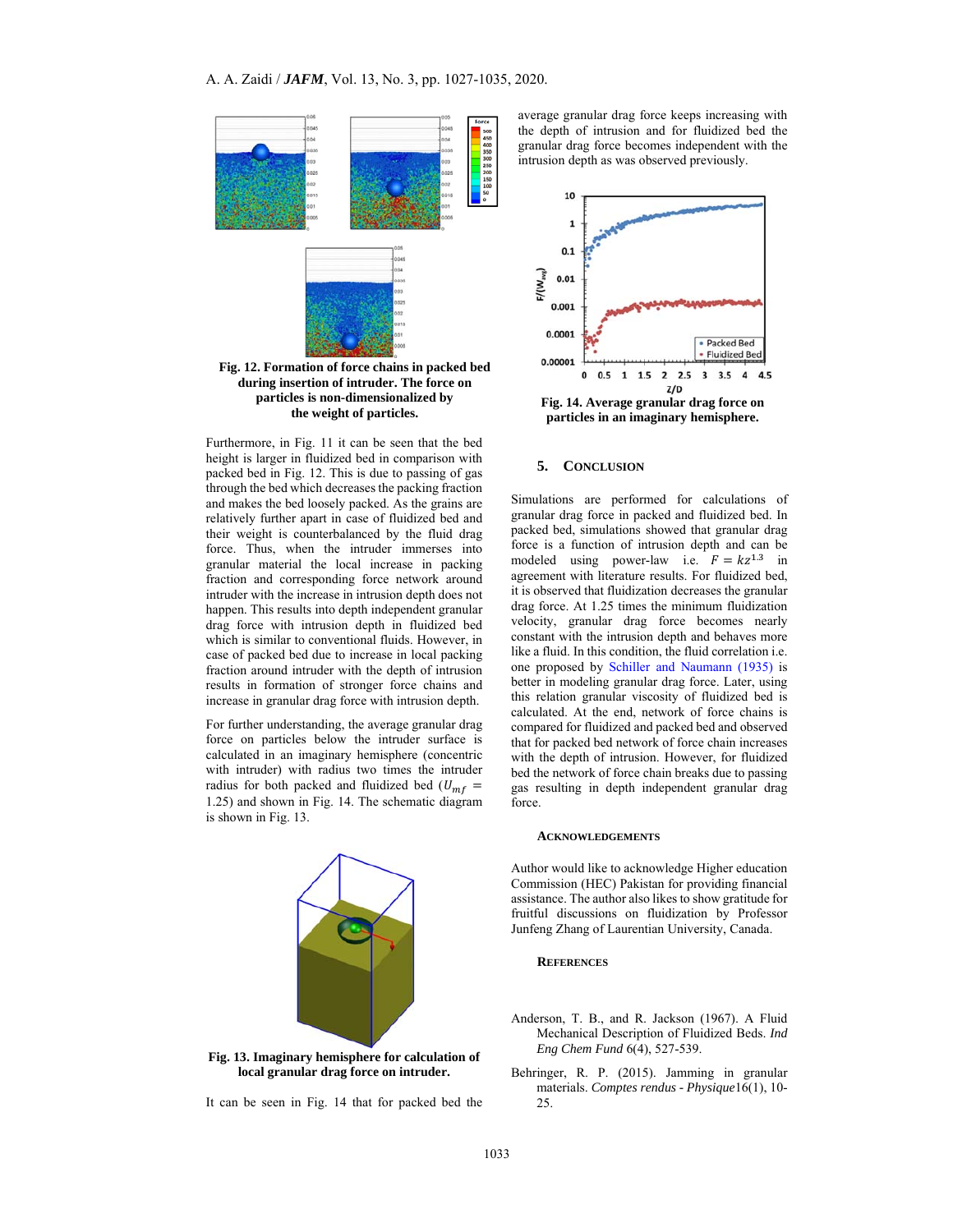**Fig. 12. Formation of force chains in packed bed during insertion of intruder. The force on particles is non-dimensionalized by the weight of particles.**

Furthermore, in Fig. 11 it can be seen that the bed height is larger in fluidized bed in comparison with packed bed in Fig. 12. This is due to passing of gas through the bed which decreases the packing fraction and makes the bed loosely packed. As the grains are relatively further apart in case of fluidized bed and their weight is counterbalanced by the fluid drag force. Thus, when the intruder immerses into granular material the local increase in packing fraction and corresponding force network around intruder with the increase in intrusion depth does not happen. This results into depth independent granular drag force with intrusion depth in fluidized bed which is similar to conventional fluids. However, in case of packed bed due to increase in local packing fraction around intruder with the depth of intrusion results in formation of stronger force chains and increase in granular drag force with intrusion depth.

For further understanding, the average granular drag force on particles below the intruder surface is calculated in an imaginary hemisphere (concentric with intruder) with radius two times the intruder radius for both packed and fluidized bed ($U_{mf}$ = 1.25) and shown in Fig. 14. The schematic diagram is shown in Fig. 13.

**Fig. 13. Imaginary hemisphere for calculation of local granular drag force on intruder.**

It can be seen in Fig. 14 that for packed bed the average granular drag force keeps increasing with the depth of intrusion and for fluidized bed the granular drag force becomes independent with the intrusion depth as was observed previously.

**Fig. 14. Average granular drag force on particles in an imaginary hemisphere.**

## 5. Conclusion

Simulations are performed for calculations of granular drag force in packed and fluidized bed. In packed bed, simulations showed that granular drag force is a function of intrusion depth and can be modeled using power-law i.e. $F = kz^{1.3}$ in agreement with literature results. For fluidized bed, it is observed that fluidization decreases the granular drag force. At 1.25 times the minimum fluidization velocity, granular drag force becomes nearly constant with the intrusion depth and behaves more like a fluid. In this condition, the fluid correlation i.e. one proposed by Schiller and Naumann (1935) is better in modeling granular drag force. Later, using this relation granular viscosity of fluidized bed is calculated. At the end, network of force chains is compared for fluidized and packed bed and observed that for packed bed network of force chain increases with the depth of intrusion. However, for fluidized bed the network of force chain breaks due to passing gas resulting in depth independent granular drag force.

### Acknowledgements

Author would like to acknowledge Higher education Commission (HEC) Pakistan for providing financial assistance. The author also likes to show gratitude for fruitful discussions on fluidization by Professor Junfeng Zhang of Laurentian University, Canada.

### References

Anderson, T. B., and R. Jackson (1967). A Fluid Mechanical Description of Fluidized Beds. *Ind Eng Chem Fund* 6(4), 527-539.

Behringer, R. P. (2015). Jamming in granular materials. *Comptes rendus - Physique* 16(1), 10-25.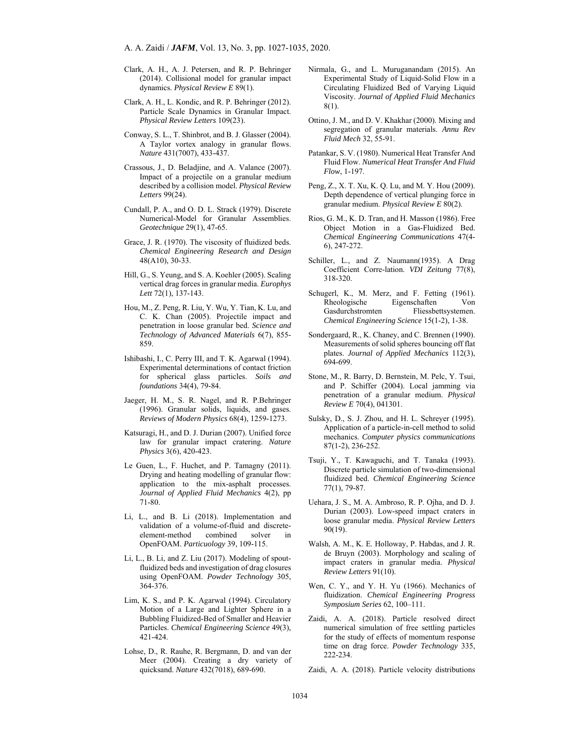Clark, A. H., A. J. Petersen, and R. P. Behringer (2014). Collisional model for granular impact dynamics. *Physical Review E* 89(1).

Clark, A. H., L. Kondic, and R. P. Behringer (2012). Particle Scale Dynamics in Granular Impact. *Physical Review Letters* 109(23).

Conway, S. L., T. Shinbrot, and B. J. Glasser (2004). A Taylor vortex analogy in granular flows. *Nature* 431(7007), 433-437.

Crassous, J., D. Beladjine, and A. Valance (2007). Impact of a projectile on a granular medium described by a collision model. *Physical Review Letters* 99(24).

Cundall, P. A., and O. D. L. Strack (1979). Discrete Numerical-Model for Granular Assemblies. *Geotechnique* 29(1), 47-65.

Grace, J. R. (1970). The viscosity of fluidized beds. *Chemical Engineering Research and Design* 48(A10), 30-33.

Hill, G., S. Yeung, and S. A. Koehler (2005). Scaling vertical drag forces in granular media. *Europhys Lett* 72(1), 137-143.

Hou, M., Z. Peng, R. Liu, Y. Wu, Y. Tian, K. Lu, and C. K. Chan (2005). Projectile impact and penetration in loose granular bed. *Science and Technology of Advanced Materials* 6(7), 855-859.

Ishibashi, I., C. Perry III, and T. K. Agarwal (1994). Experimental determinations of contact friction for spherical glass particles. *Soils and foundations* 34(4), 79-84.

Jaeger, H. M., S. R. Nagel, and R. P.Behringer (1996). Granular solids, liquids, and gases. *Reviews of Modern Physics* 68(4), 1259-1273.

Katsuragi, H., and D. J. Durian (2007). Unified force law for granular impact cratering. *Nature Physics* 3(6), 420-423.

Le Guen, L., F. Huchet, and P. Tamagny (2011). Drying and heating modelling of granular flow: application to the mix-asphalt processes. *Journal of Applied Fluid Mechanics* 4(2), pp 71-80.

Li, L., and B. Li (2018). Implementation and validation of a volume-of-fluid and discrete-element-method combined solver in OpenFOAM. *Particuology* 39, 109-115.

Li, L., B. Li, and Z. Liu (2017). Modeling of spout-fluidized beds and investigation of drag closures using OpenFOAM. *Powder Technology* 305, 364-376.

Lim, K. S., and P. K. Agarwal (1994). Circulatory Motion of a Large and Lighter Sphere in a Bubbling Fluidized-Bed of Smaller and Heavier Particles. *Chemical Engineering Science* 49(3), 421-424.

Lohse, D., R. Rauhe, R. Bergmann, D. and van der Meer (2004). Creating a dry variety of quicksand. *Nature* 432(7018), 689-690.

Nirmala, G., and L. Muruganandam (2015). An Experimental Study of Liquid-Solid Flow in a Circulating Fluidized Bed of Varying Liquid Viscosity. *Journal of Applied Fluid Mechanics* 8(1).

Ottino, J. M., and D. V. Khakhar (2000). Mixing and segregation of granular materials. *Annu Rev Fluid Mech* 32, 55-91.

Patankar, S. V. (1980). Numerical Heat Transfer And Fluid Flow. *Numerical Heat Transfer And Fluid Flow*, 1-197.

Peng, Z., X. T. Xu, K. Q. Lu, and M. Y. Hou (2009). Depth dependence of vertical plunging force in granular medium. *Physical Review E* 80(2).

Rios, G. M., K. D. Tran, and H. Masson (1986). Free Object Motion in a Gas-Fluidized Bed. *Chemical Engineering Communications* 47(4-6), 247-272.

Schiller, L., and Z. Naumann(1935). A Drag Coefficient Corre-lation. *VDI Zeitung* 77(8), 318-320.

Schugerl, K., M. Merz, and F. Fetting (1961). Rheologische Eigenschaften Von Gasdurchstromten Fliessbettsystemen. *Chemical Engineering Science* 15(1-2), 1-38.

Sondergaard, R., K. Chaney, and C. Brennen (1990). Measurements of solid spheres bouncing off flat plates. *Journal of Applied Mechanics* 112(3), 694-699.

Stone, M., R. Barry, D. Bernstein, M. Pelc, Y. Tsui, and P. Schiffer (2004). Local jamming via penetration of a granular medium. *Physical Review E* 70(4), 041301.

Sulsky, D., S. J. Zhou, and H. L. Schreyer (1995). Application of a particle-in-cell method to solid mechanics. *Computer physics communications* 87(1-2), 236-252.

Tsuji, Y., T. Kawaguchi, and T. Tanaka (1993). Discrete particle simulation of two-dimensional fluidized bed. *Chemical Engineering Science* 77(1), 79-87.

Uehara, J. S., M. A. Ambroso, R. P. Ojha, and D. J. Durian (2003). Low-speed impact craters in loose granular media. *Physical Review Letters* 90(19).

Walsh, A. M., K. E. Holloway, P. Habdas, and J. R. de Bruyn (2003). Morphology and scaling of impact craters in granular media. *Physical Review Letters* 91(10).

Wen, C. Y., and Y. H. Yu (1966). Mechanics of fluidization. *Chemical Engineering Progress Symposium Series* 62, 100–111.

Zaidi, A. A. (2018). Particle resolved direct numerical simulation of free settling particles for the study of effects of momentum response time on drag force. *Powder Technology* 335, 222-234.

Zaidi, A. A. (2018). Particle velocity distributions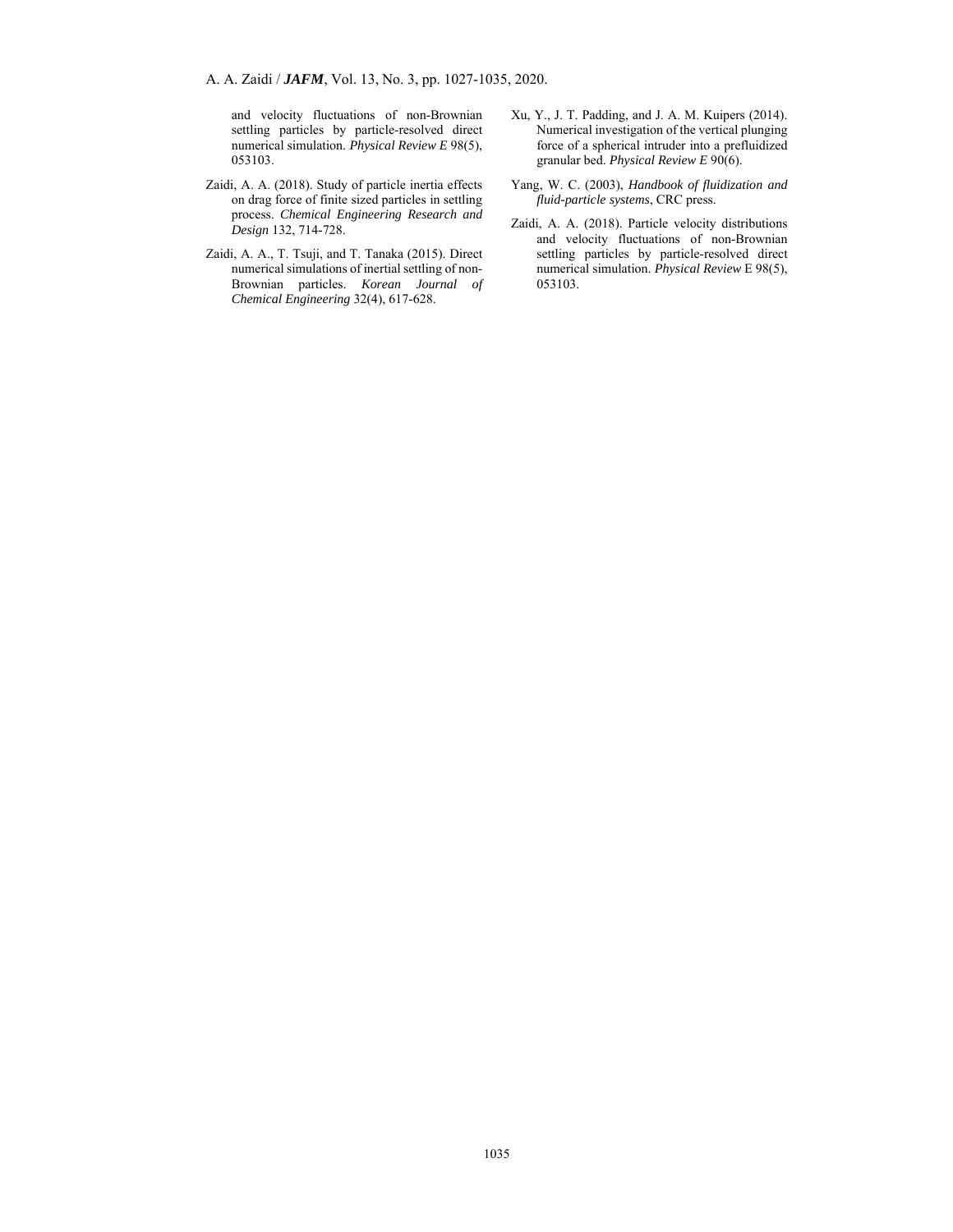and velocity fluctuations of non-Brownian settling particles by particle-resolved direct numerical simulation. *Physical Review E* 98(5), 053103.

Zaidi, A. A. (2018). Study of particle inertia effects on drag force of finite sized particles in settling process. *Chemical Engineering Research and Design* 132, 714-728.

Zaidi, A. A., T. Tsuji, and T. Tanaka (2015). Direct numerical simulations of inertial settling of non-Brownian particles. *Korean Journal of Chemical Engineering* 32(4), 617-628.

Xu, Y., J. T. Padding, and J. A. M. Kuipers (2014). Numerical investigation of the vertical plunging force of a spherical intruder into a prefluidized granular bed. *Physical Review E* 90(6).

Yang, W. C. (2003), *Handbook of fluidization and fluid-particle systems*, CRC press.

Zaidi, A. A. (2018). Particle velocity distributions and velocity fluctuations of non-Brownian settling particles by particle-resolved direct numerical simulation. *Physical Review* E 98(5), 053103.